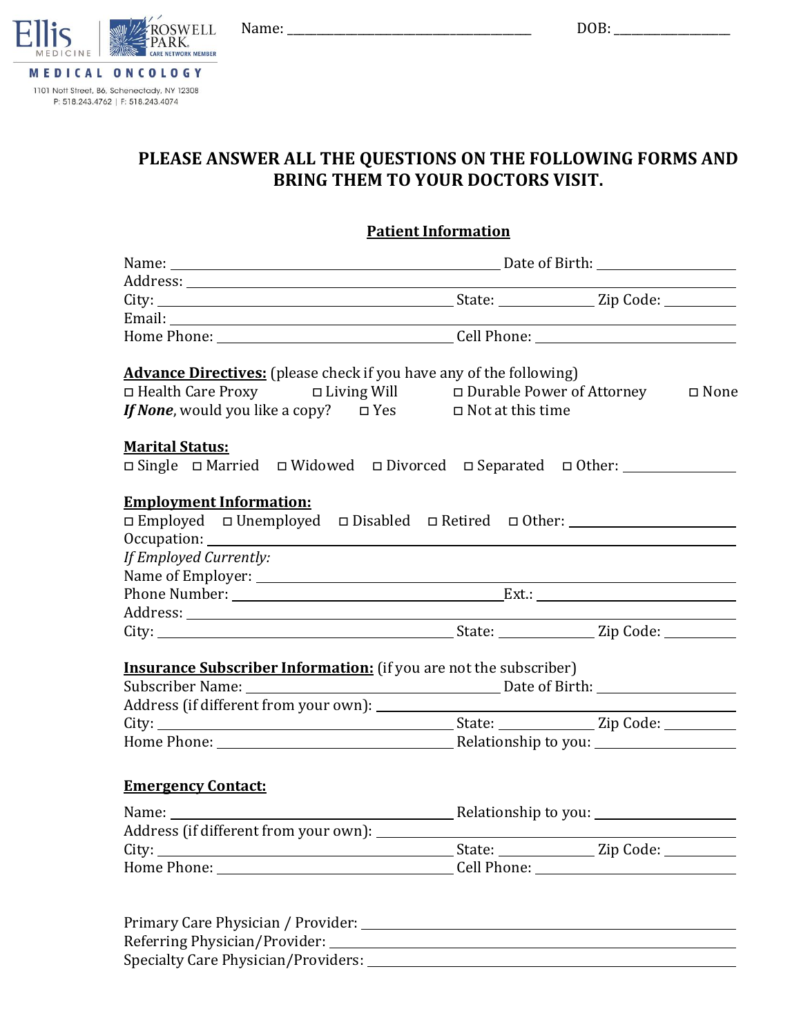Ellis Medicine | Roswell Park Care Network Member

MEDICAL ONCOLOGY

1101 Nott Street, B6, Schenectady, NY 12308
P: 518.243.4762 | F: 518.243.4074

Name: ______________________________ DOB: ________________

**PLEASE ANSWER ALL THE QUESTIONS ON THE FOLLOWING FORMS AND BRING THEM TO YOUR DOCTORS VISIT.**

## Patient Information

Name: ______________________________ Date of Birth: ________________

Address: ______________________________

City: ______________________________ State: __________ Zip Code: __________

Email: ______________________________

Home Phone: ______________________________ Cell Phone: ______________________________

**Advance Directives:** (please check if you have any of the following)

☐ Health Care Proxy ☐ Living Will ☐ Durable Power of Attorney ☐ None

***If None***, would you like a copy? ☐ Yes ☐ Not at this time

**Marital Status:**

☐ Single ☐ Married ☐ Widowed ☐ Divorced ☐ Separated ☐ Other: ______________

**Employment Information:**

☐ Employed ☐ Unemployed ☐ Disabled ☐ Retired ☐ Other: ______________________

Occupation: ______________________________

*If Employed Currently:*

Name of Employer: ______________________________

Phone Number: ______________________________ Ext.: ______________________

Address: ______________________________

City: ______________________________ State: __________ Zip Code: __________

**Insurance Subscriber Information:** (if you are not the subscriber)

Subscriber Name: ______________________________ Date of Birth: ________________

Address (if different from your own): ______________________________

City: ______________________________ State: __________ Zip Code: __________

Home Phone: ______________________________ Relationship to you: ________________

**Emergency Contact:**

Name: ______________________________ Relationship to you: ________________

Address (if different from your own): ______________________________

City: ______________________________ State: __________ Zip Code: __________

Home Phone: ______________________________ Cell Phone: ______________________________

Primary Care Physician / Provider: ______________________________

Referring Physician/Provider: ______________________________

Specialty Care Physician/Providers: ______________________________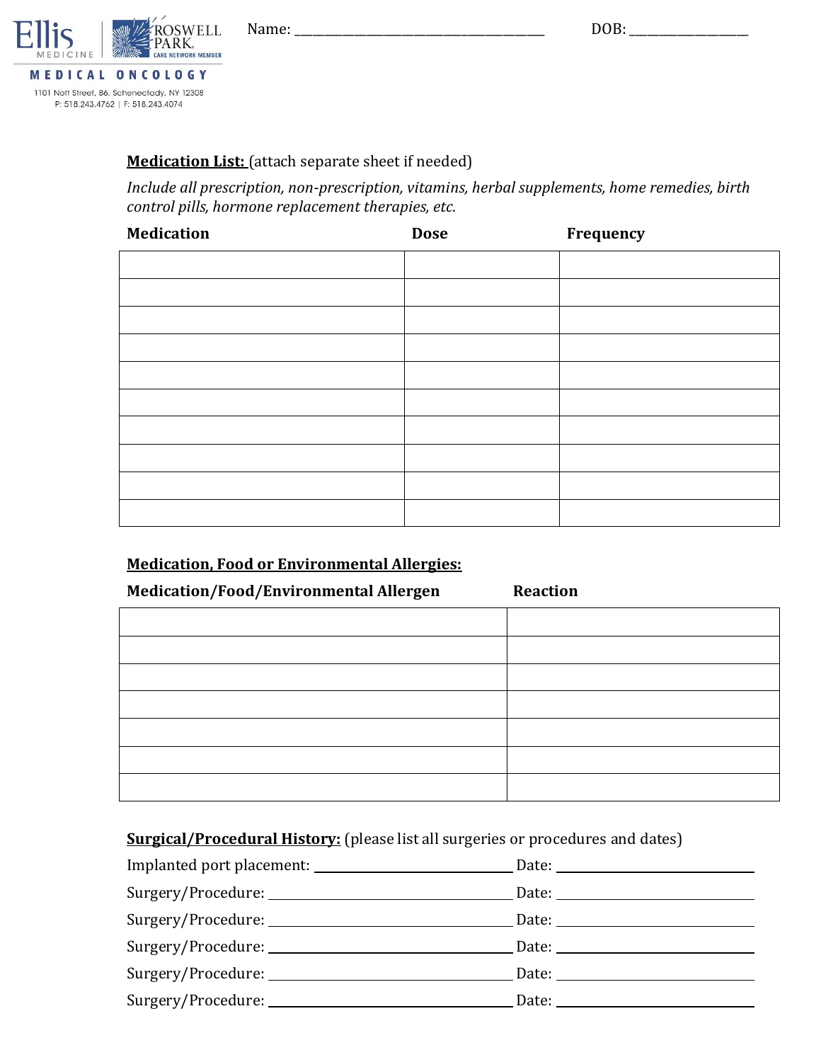Ellis Medicine | Roswell Park Care Network Member

MEDICAL ONCOLOGY

1101 Nott Street, B6, Schenectady, NY 12308
P: 518.243.4762 | F: 518.243.4074

Name: ______________________________ DOB: ________________

**Medication List:** (attach separate sheet if needed)

*Include all prescription, non-prescription, vitamins, herbal supplements, home remedies, birth control pills, hormone replacement therapies, etc.*

| Medication | Dose | Frequency |
|---|---|---|
| | | |
| | | |
| | | |
| | | |
| | | |
| | | |
| | | |
| | | |
| | | |
| | | |

**Medication, Food or Environmental Allergies:**

| Medication/Food/Environmental Allergen | Reaction |
|---|---|
| | |
| | |
| | |
| | |
| | |
| | |
| | |

**Surgical/Procedural History:** (please list all surgeries or procedures and dates)

Implanted port placement: ______________________ Date: ______________________

Surgery/Procedure: ______________________ Date: ______________________

Surgery/Procedure: ______________________ Date: ______________________

Surgery/Procedure: ______________________ Date: ______________________

Surgery/Procedure: ______________________ Date: ______________________

Surgery/Procedure: ______________________ Date: ______________________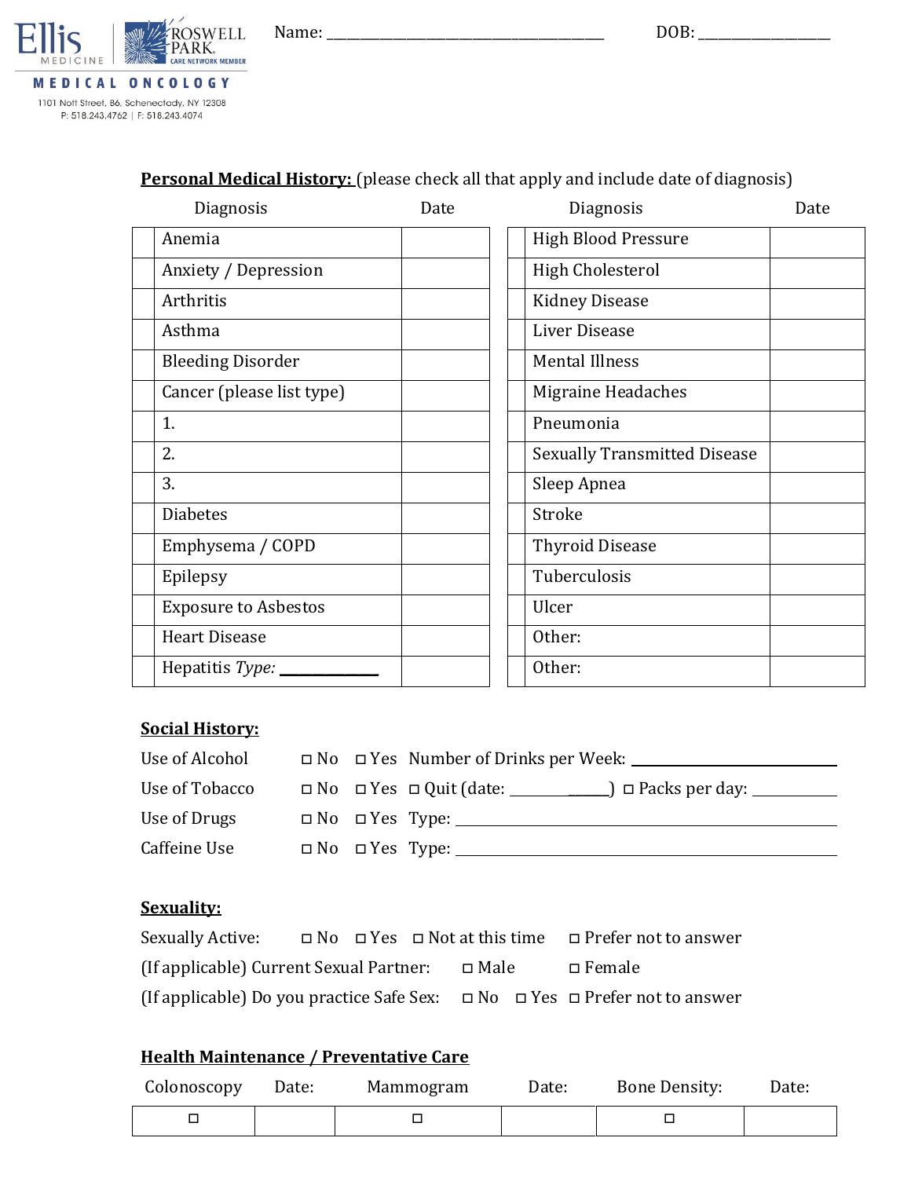Ellis Medicine | Roswell Park Care Network Member
MEDICAL ONCOLOGY
1101 Nott Street, B6, Schenectady, NY 12308
P: 518.243.4762 | F: 518.243.4074

Name: ________________________________ DOB: ________________

**Personal Medical History:** (please check all that apply and include date of diagnosis)

| | Diagnosis | Date | | Diagnosis | Date |
|---|---|---|---|---|---|
| | Anemia | | | High Blood Pressure | |
| | Anxiety / Depression | | | High Cholesterol | |
| | Arthritis | | | Kidney Disease | |
| | Asthma | | | Liver Disease | |
| | Bleeding Disorder | | | Mental Illness | |
| | Cancer (please list type) | | | Migraine Headaches | |
| | 1. | | | Pneumonia | |
| | 2. | | | Sexually Transmitted Disease | |
| | 3. | | | Sleep Apnea | |
| | Diabetes | | | Stroke | |
| | Emphysema / COPD | | | Thyroid Disease | |
| | Epilepsy | | | Tuberculosis | |
| | Exposure to Asbestos | | | Ulcer | |
| | Heart Disease | | | Other: | |
| | Hepatitis *Type:* ____________ | | | Other: | |

**Social History:**

Use of Alcohol ☐ No ☐ Yes Number of Drinks per Week: ____________________

Use of Tobacco ☐ No ☐ Yes ☐ Quit (date: ____________) ☐ Packs per day: __________

Use of Drugs ☐ No ☐ Yes Type: ________________________________________

Caffeine Use ☐ No ☐ Yes Type: ________________________________________

**Sexuality:**

Sexually Active: ☐ No ☐ Yes ☐ Not at this time ☐ Prefer not to answer

(If applicable) Current Sexual Partner: ☐ Male ☐ Female

(If applicable) Do you practice Safe Sex: ☐ No ☐ Yes ☐ Prefer not to answer

**Health Maintenance / Preventative Care**

| Colonoscopy | Date: | Mammogram | Date: | Bone Density: | Date: |
|---|---|---|---|---|---|
| ☐ | | ☐ | | ☐ | |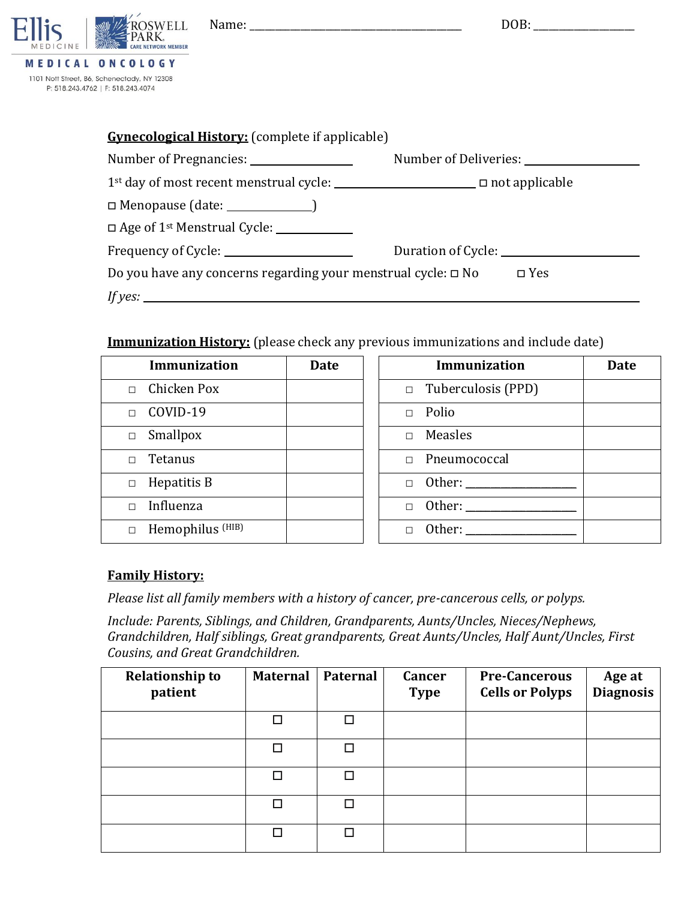Ellis MEDICINE | ROSWELL PARK CARE NETWORK MEMBER

MEDICAL ONCOLOGY

1101 Nott Street, B6, Schenectady, NY 12308
P: 518.243.4762 | F: 518.243.4074

Name: ______________________________ DOB: ________________

**Gynecological History:** (complete if applicable)

Number of Pregnancies: ______________ Number of Deliveries: ______________

1st day of most recent menstrual cycle: ____________________ ☐ not applicable

☐ Menopause (date: ____________)

☐ Age of 1st Menstrual Cycle: __________

Frequency of Cycle: __________________ Duration of Cycle: __________________

Do you have any concerns regarding your menstrual cycle: ☐ No ☐ Yes

*If yes:* ____________________________________________________________

**Immunization History:** (please check any previous immunizations and include date)

| Immunization | Date |
|---|---|
| ☐ Chicken Pox | |
| ☐ COVID-19 | |
| ☐ Smallpox | |
| ☐ Tetanus | |
| ☐ Hepatitis B | |
| ☐ Influenza | |
| ☐ Hemophilus (HIB) | |

| Immunization | Date |
|---|---|
| ☐ Tuberculosis (PPD) | |
| ☐ Polio | |
| ☐ Measles | |
| ☐ Pneumococcal | |
| ☐ Other: ______________ | |
| ☐ Other: ______________ | |
| ☐ Other: ______________ | |

**Family History:**

*Please list all family members with a history of cancer, pre-cancerous cells, or polyps.*

*Include: Parents, Siblings, and Children, Grandparents, Aunts/Uncles, Nieces/Nephews, Grandchildren, Half siblings, Great grandparents, Great Aunts/Uncles, Half Aunt/Uncles, First Cousins, and Great Grandchildren.*

| Relationship to patient | Maternal | Paternal | Cancer Type | Pre-Cancerous Cells or Polyps | Age at Diagnosis |
|---|---|---|---|---|---|
| | ☐ | ☐ | | | |
| | ☐ | ☐ | | | |
| | ☐ | ☐ | | | |
| | ☐ | ☐ | | | |
| | ☐ | ☐ | | | |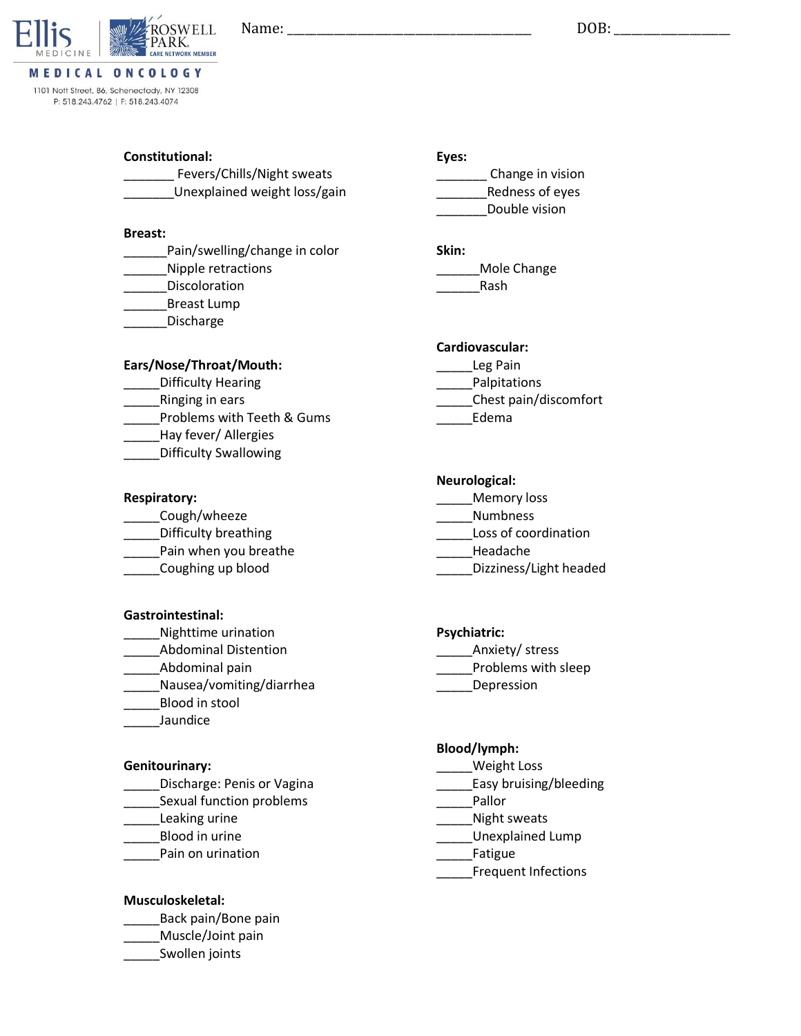Ellis MEDICINE | ROSWELL PARK® CARE NETWORK MEMBER

MEDICAL ONCOLOGY

1101 Nott Street, B6, Schenectady, NY 12308
P: 518.243.4762 | F: 518.243.4074

Name: ___________________________________ DOB: ________________

**Constitutional:**

_______ Fevers/Chills/Night sweats
_______Unexplained weight loss/gain

**Breast:**

______Pain/swelling/change in color
______Nipple retractions
______Discoloration
______Breast Lump
______Discharge

**Ears/Nose/Throat/Mouth:**

_____Difficulty Hearing
_____Ringing in ears
_____Problems with Teeth & Gums
_____Hay fever/ Allergies
_____Difficulty Swallowing

**Respiratory:**

_____Cough/wheeze
_____Difficulty breathing
_____Pain when you breathe
_____Coughing up blood

**Gastrointestinal:**

_____Nighttime urination
_____Abdominal Distention
_____Abdominal pain
_____Nausea/vomiting/diarrhea
_____Blood in stool
_____Jaundice

**Genitourinary:**

_____Discharge: Penis or Vagina
_____Sexual function problems
_____Leaking urine
_____Blood in urine
_____Pain on urination

**Musculoskeletal:**

_____Back pain/Bone pain
_____Muscle/Joint pain
_____Swollen joints

**Eyes:**

_______ Change in vision
_______Redness of eyes
_______Double vision

**Skin:**

______Mole Change
______Rash

**Cardiovascular:**

_____Leg Pain
_____Palpitations
_____Chest pain/discomfort
_____Edema

**Neurological:**

_____Memory loss
_____Numbness
_____Loss of coordination
_____Headache
_____Dizziness/Light headed

**Psychiatric:**

_____Anxiety/ stress
_____Problems with sleep
_____Depression

**Blood/lymph:**

_____Weight Loss
_____Easy bruising/bleeding
_____Pallor
_____Night sweats
_____Unexplained Lump
_____Fatigue
_____Frequent Infections